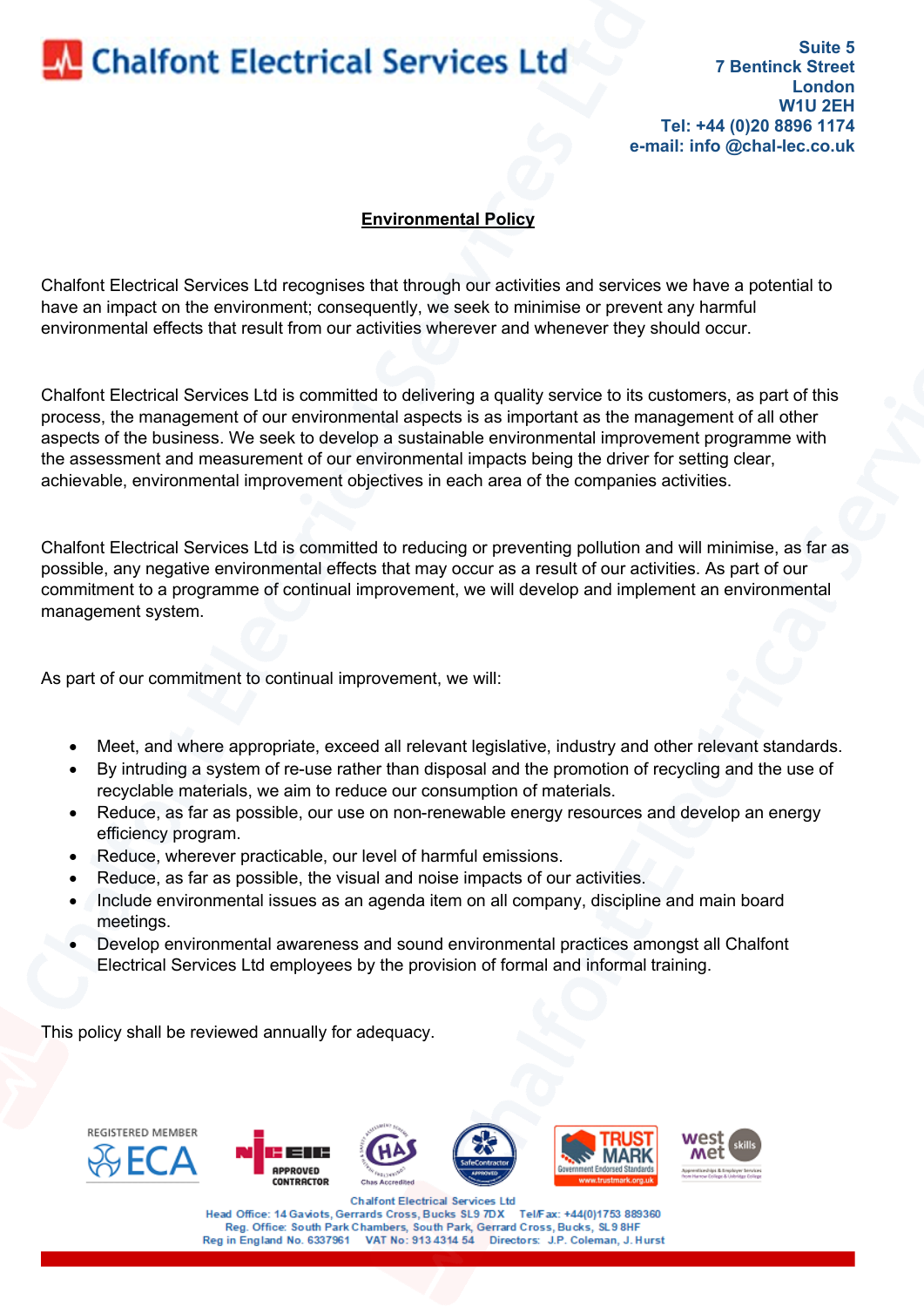# Chalfont Electrical Services Ltd

Suite 5
7 Bentinck Street
London
W1U 2EH
Tel: +44 (0)20 8896 1174
e-mail: info @chal-lec.co.uk

## Environmental Policy

Chalfont Electrical Services Ltd recognises that through our activities and services we have a potential to have an impact on the environment; consequently, we seek to minimise or prevent any harmful environmental effects that result from our activities wherever and whenever they should occur.

Chalfont Electrical Services Ltd is committed to delivering a quality service to its customers, as part of this process, the management of our environmental aspects is as important as the management of all other aspects of the business. We seek to develop a sustainable environmental improvement programme with the assessment and measurement of our environmental impacts being the driver for setting clear, achievable, environmental improvement objectives in each area of the companies activities.

Chalfont Electrical Services Ltd is committed to reducing or preventing pollution and will minimise, as far as possible, any negative environmental effects that may occur as a result of our activities. As part of our commitment to a programme of continual improvement, we will develop and implement an environmental management system.

As part of our commitment to continual improvement, we will:

- Meet, and where appropriate, exceed all relevant legislative, industry and other relevant standards.
- By intruding a system of re-use rather than disposal and the promotion of recycling and the use of recyclable materials, we aim to reduce our consumption of materials.
- Reduce, as far as possible, our use on non-renewable energy resources and develop an energy efficiency program.
- Reduce, wherever practicable, our level of harmful emissions.
- Reduce, as far as possible, the visual and noise impacts of our activities.
- Include environmental issues as an agenda item on all company, discipline and main board meetings.
- Develop environmental awareness and sound environmental practices amongst all Chalfont Electrical Services Ltd employees by the provision of formal and informal training.

This policy shall be reviewed annually for adequacy.

Chalfont Electrical Services Ltd
Head Office: 14 Gaviots, Gerrards Cross, Bucks SL9 7DX Tel/Fax: +44(0)1753 889360
Reg. Office: South Park Chambers, South Park, Gerrard Cross, Bucks, SL9 8HF
Reg in England No. 6337961 VAT No: 913 4314 54 Directors: J.P. Coleman, J. Hurst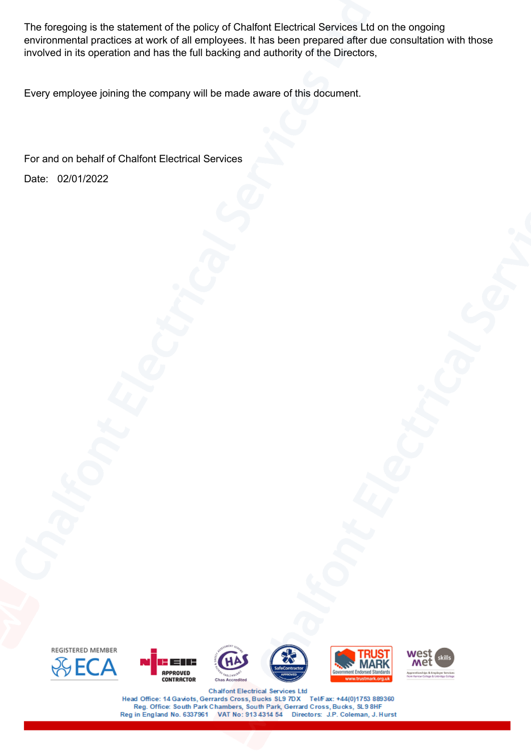The foregoing is the statement of the policy of Chalfont Electrical Services Ltd on the ongoing environmental practices at work of all employees. It has been prepared after due consultation with those involved in its operation and has the full backing and authority of the Directors,

Every employee joining the company will be made aware of this document.

For and on behalf of Chalfont Electrical Services

Date: 02/01/2022